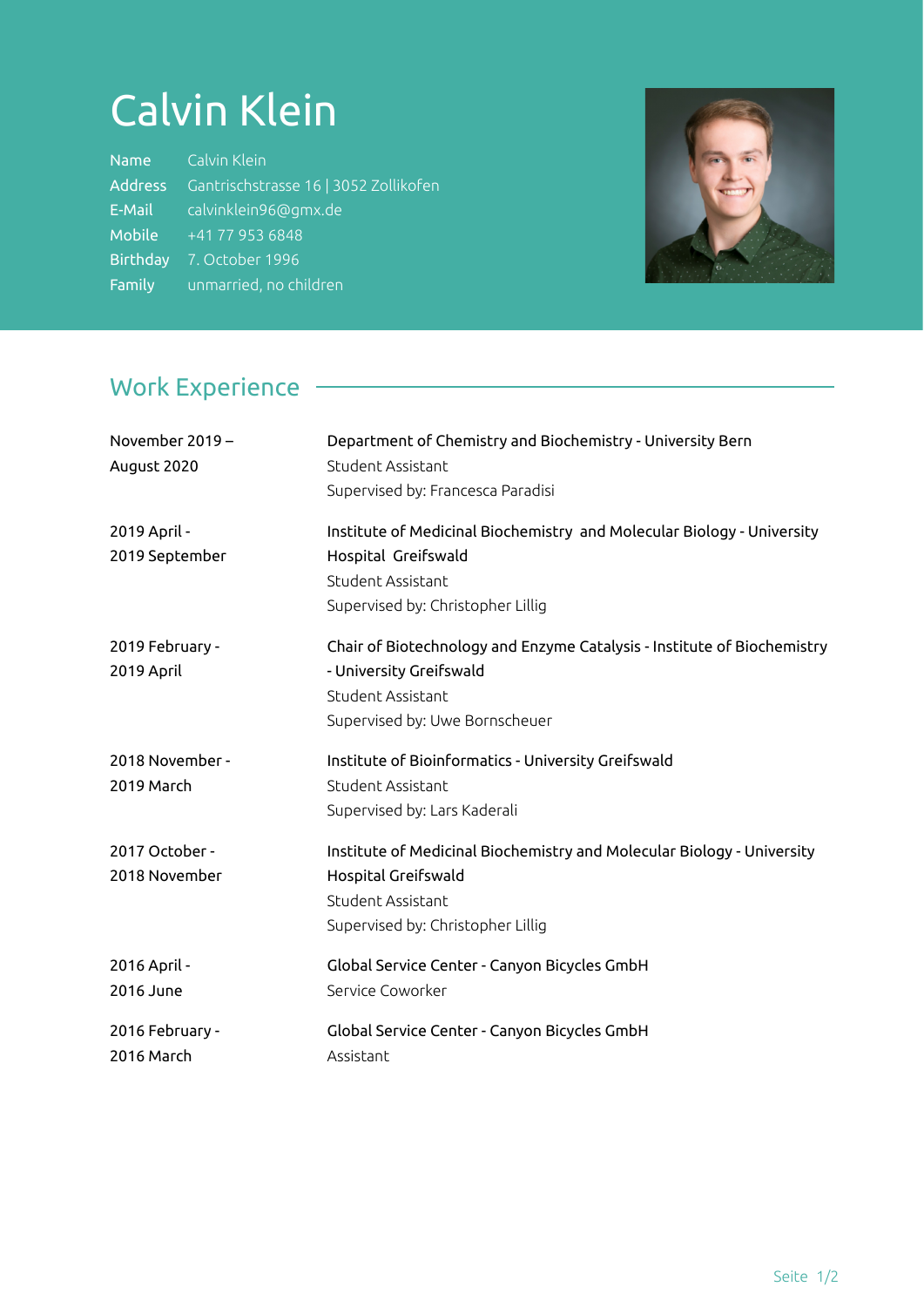# Calvin Klein

| | |
|---|---|
| Name | Calvin Klein |
| Address | Gantrischstrasse 16 \| 3052 Zollikofen |
| E-Mail | calvinklein96@gmx.de |
| Mobile | +41 77 953 6848 |
| Birthday | 7. October 1996 |
| Family | unmarried, no children |

## Work Experience

**November 2019 – August 2020**
Department of Chemistry and Biochemistry - University Bern
Student Assistant
Supervised by: Francesca Paradisi

**2019 April - 2019 September**
Institute of Medicinal Biochemistry and Molecular Biology - University Hospital Greifswald
Student Assistant
Supervised by: Christopher Lillig

**2019 February - 2019 April**
Chair of Biotechnology and Enzyme Catalysis - Institute of Biochemistry - University Greifswald
Student Assistant
Supervised by: Uwe Bornscheuer

**2018 November - 2019 March**
Institute of Bioinformatics - University Greifswald
Student Assistant
Supervised by: Lars Kaderali

**2017 October - 2018 November**
Institute of Medicinal Biochemistry and Molecular Biology - University Hospital Greifswald
Student Assistant
Supervised by: Christopher Lillig

**2016 April - 2016 June**
Global Service Center - Canyon Bicycles GmbH
Service Coworker

**2016 February - 2016 March**
Global Service Center - Canyon Bicycles GmbH
Assistant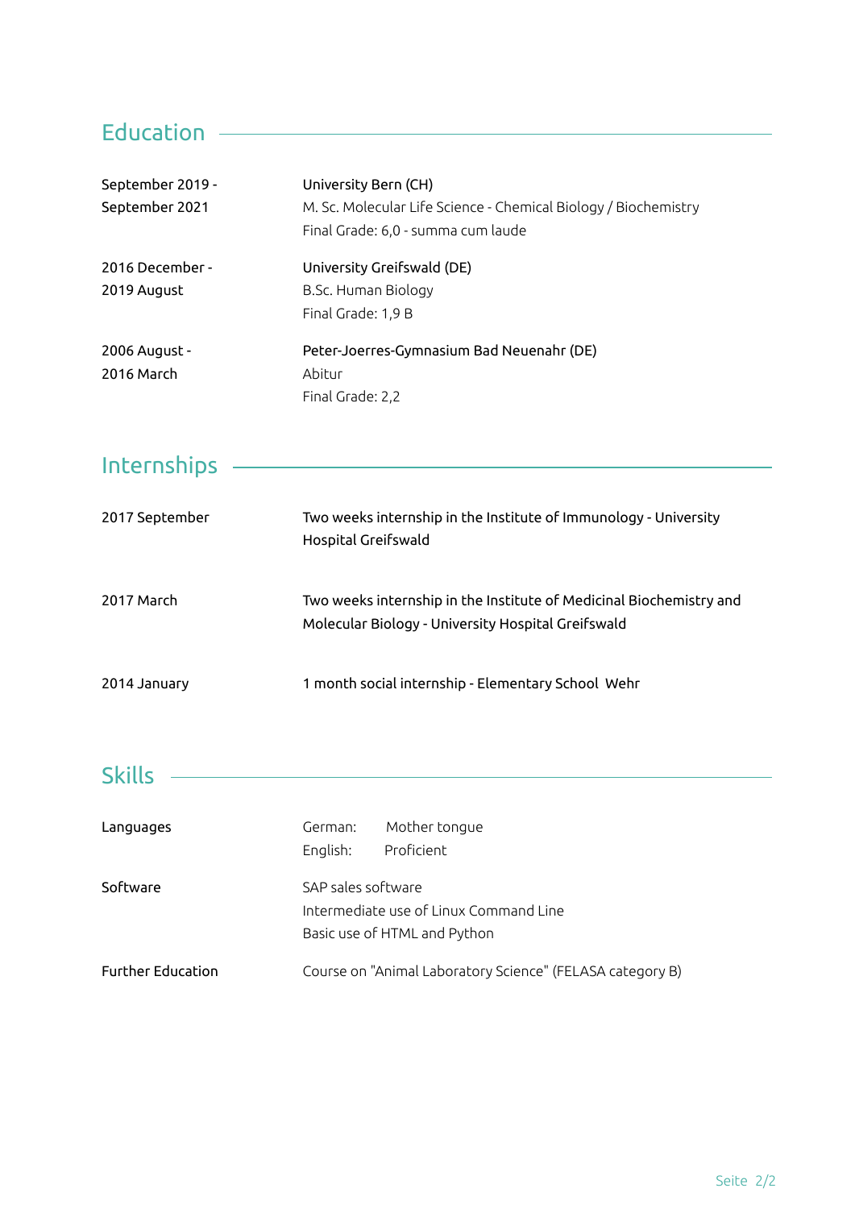## Education

| | |
|---|---|
| September 2019 - September 2021 | University Bern (CH)<br>M. Sc. Molecular Life Science - Chemical Biology / Biochemistry<br>Final Grade: 6,0 - summa cum laude |
| 2016 December - 2019 August | University Greifswald (DE)<br>B.Sc. Human Biology<br>Final Grade: 1,9 B |
| 2006 August - 2016 March | Peter-Joerres-Gymnasium Bad Neuenahr (DE)<br>Abitur<br>Final Grade: 2,2 |

## Internships

| | |
|---|---|
| 2017 September | Two weeks internship in the Institute of Immunology - University Hospital Greifswald |
| 2017 March | Two weeks internship in the Institute of Medicinal Biochemistry and Molecular Biology - University Hospital Greifswald |
| 2014 January | 1 month social internship - Elementary School Wehr |

## Skills

| | |
|---|---|
| Languages | German: Mother tongue<br>English: Proficient |
| Software | SAP sales software<br>Intermediate use of Linux Command Line<br>Basic use of HTML and Python |
| Further Education | Course on "Animal Laboratory Science" (FELASA category B) |